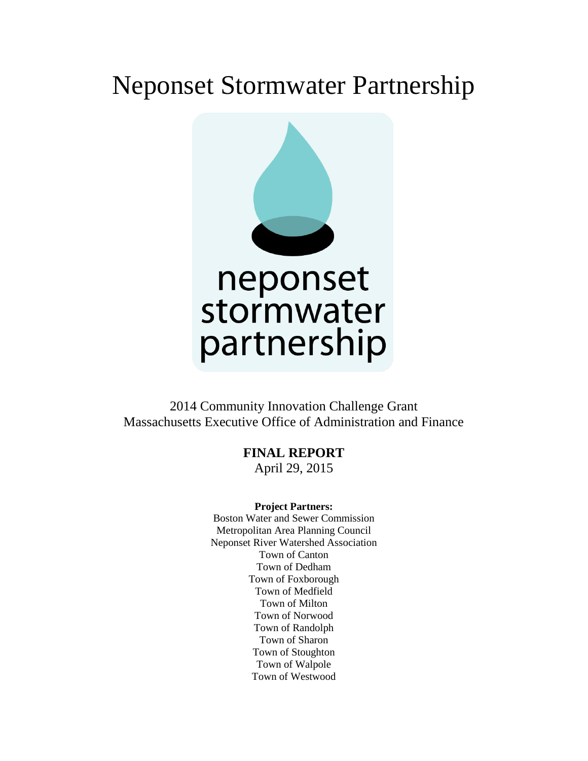# Neponset Stormwater Partnership

neponset stormwater partnership

2014 Community Innovation Challenge Grant
Massachusetts Executive Office of Administration and Finance

**FINAL REPORT**
April 29, 2015

**Project Partners:**
Boston Water and Sewer Commission
Metropolitan Area Planning Council
Neponset River Watershed Association
Town of Canton
Town of Dedham
Town of Foxborough
Town of Medfield
Town of Milton
Town of Norwood
Town of Randolph
Town of Sharon
Town of Stoughton
Town of Walpole
Town of Westwood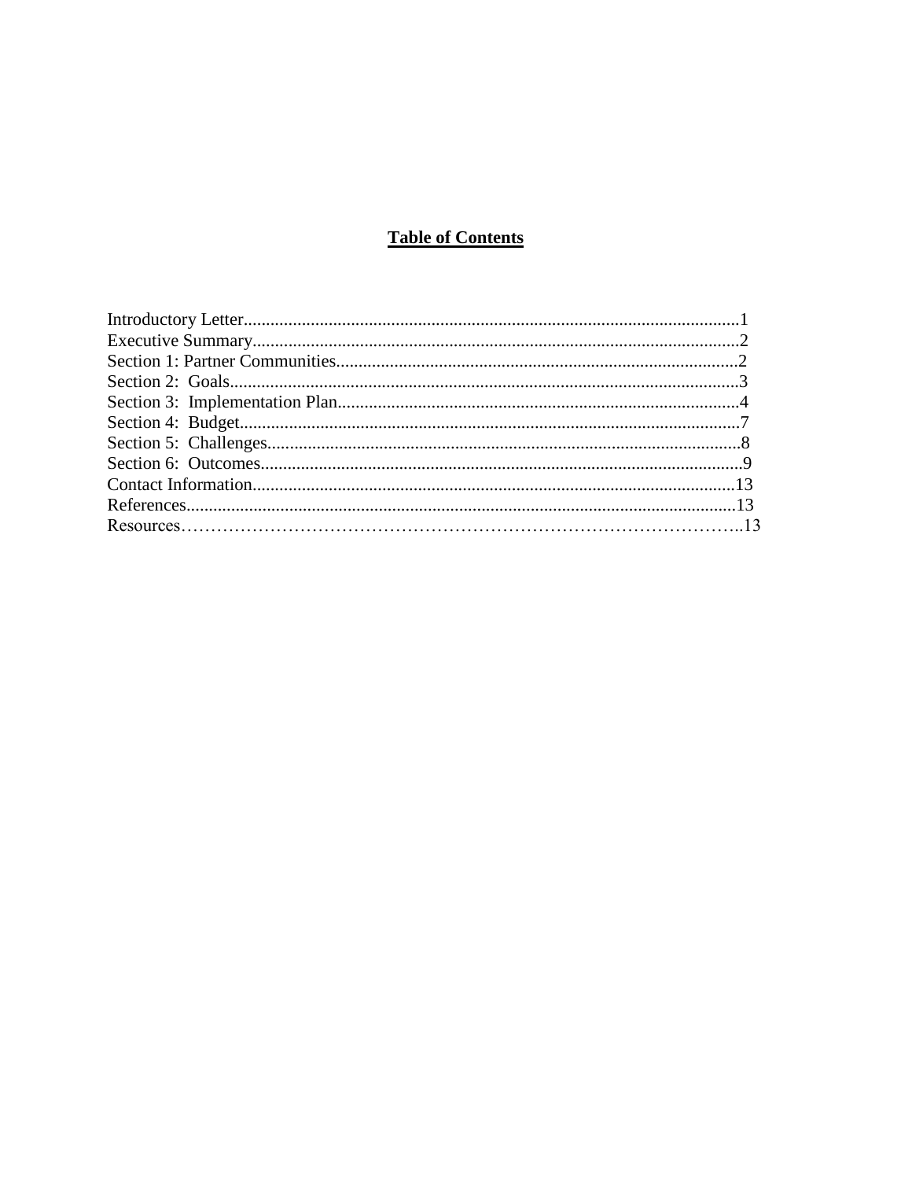## Table of Contents

Introductory Letter...............................................................................................................1
Executive Summary.............................................................................................................2
Section 1: Partner Communities..........................................................................................2
Section 2: Goals...................................................................................................................3
Section 3: Implementation Plan...........................................................................................4
Section 4: Budget.................................................................................................................7
Section 5: Challenges...........................................................................................................8
Section 6: Outcomes.............................................................................................................9
Contact Information............................................................................................................13
References...........................................................................................................................13
Resources…………………………………………………………………………………..13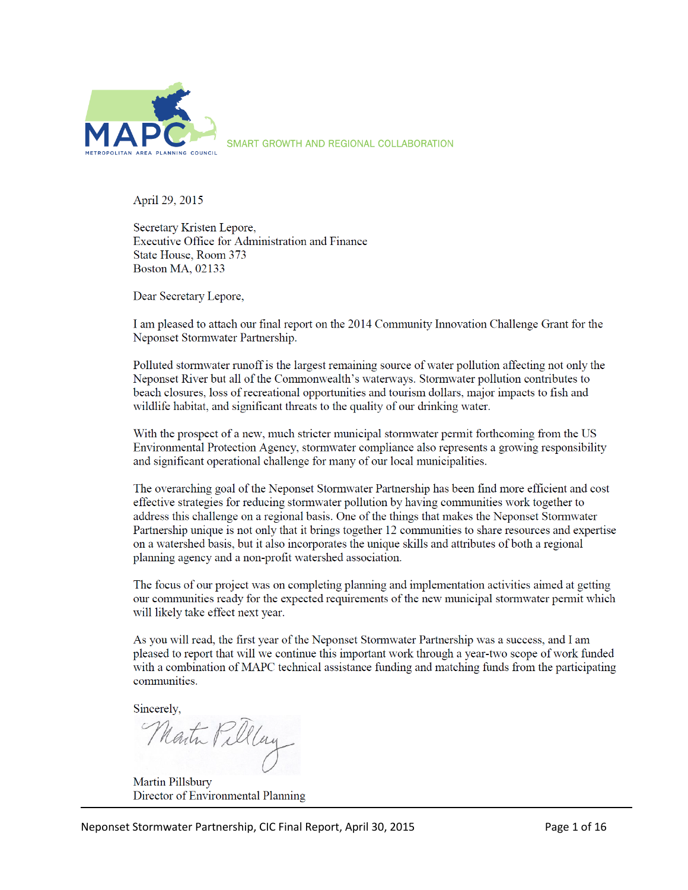MAPC

METROPOLITAN AREA PLANNING COUNCIL

SMART GROWTH AND REGIONAL COLLABORATION

April 29, 2015

Secretary Kristen Lepore,
Executive Office for Administration and Finance
State House, Room 373
Boston MA, 02133

Dear Secretary Lepore,

I am pleased to attach our final report on the 2014 Community Innovation Challenge Grant for the Neponset Stormwater Partnership.

Polluted stormwater runoff is the largest remaining source of water pollution affecting not only the Neponset River but all of the Commonwealth's waterways. Stormwater pollution contributes to beach closures, loss of recreational opportunities and tourism dollars, major impacts to fish and wildlife habitat, and significant threats to the quality of our drinking water.

With the prospect of a new, much stricter municipal stormwater permit forthcoming from the US Environmental Protection Agency, stormwater compliance also represents a growing responsibility and significant operational challenge for many of our local municipalities.

The overarching goal of the Neponset Stormwater Partnership has been find more efficient and cost effective strategies for reducing stormwater pollution by having communities work together to address this challenge on a regional basis. One of the things that makes the Neponset Stormwater Partnership unique is not only that it brings together 12 communities to share resources and expertise on a watershed basis, but it also incorporates the unique skills and attributes of both a regional planning agency and a non-profit watershed association.

The focus of our project was on completing planning and implementation activities aimed at getting our communities ready for the expected requirements of the new municipal stormwater permit which will likely take effect next year.

As you will read, the first year of the Neponset Stormwater Partnership was a success, and I am pleased to report that will we continue this important work through a year-two scope of work funded with a combination of MAPC technical assistance funding and matching funds from the participating communities.

Sincerely,

Martin Pillsbury
Director of Environmental Planning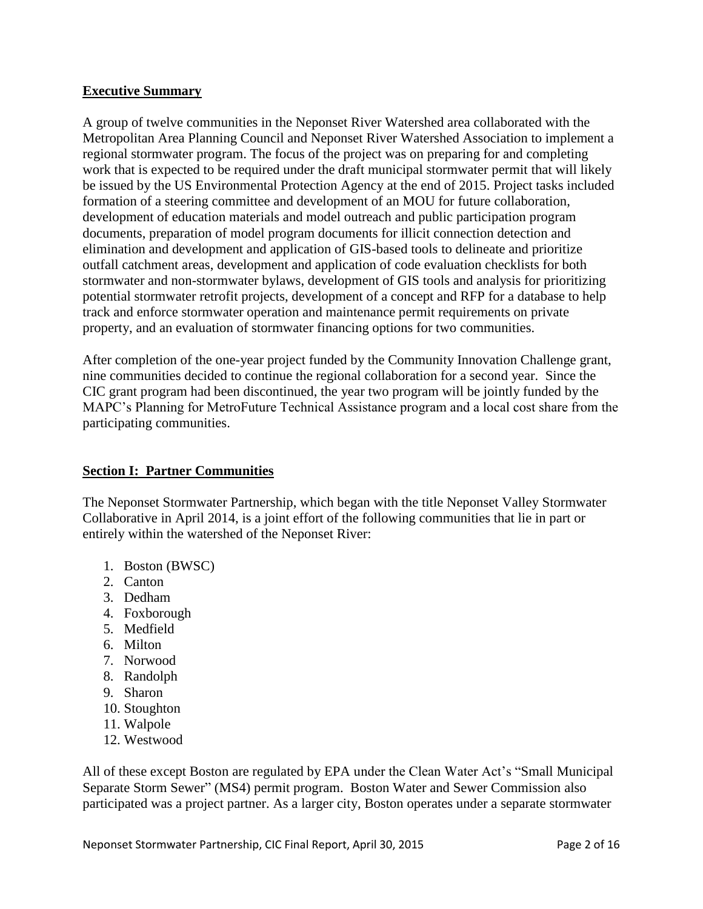## Executive Summary

A group of twelve communities in the Neponset River Watershed area collaborated with the Metropolitan Area Planning Council and Neponset River Watershed Association to implement a regional stormwater program. The focus of the project was on preparing for and completing work that is expected to be required under the draft municipal stormwater permit that will likely be issued by the US Environmental Protection Agency at the end of 2015. Project tasks included formation of a steering committee and development of an MOU for future collaboration, development of education materials and model outreach and public participation program documents, preparation of model program documents for illicit connection detection and elimination and development and application of GIS-based tools to delineate and prioritize outfall catchment areas, development and application of code evaluation checklists for both stormwater and non-stormwater bylaws, development of GIS tools and analysis for prioritizing potential stormwater retrofit projects, development of a concept and RFP for a database to help track and enforce stormwater operation and maintenance permit requirements on private property, and an evaluation of stormwater financing options for two communities.

After completion of the one-year project funded by the Community Innovation Challenge grant, nine communities decided to continue the regional collaboration for a second year. Since the CIC grant program had been discontinued, the year two program will be jointly funded by the MAPC's Planning for MetroFuture Technical Assistance program and a local cost share from the participating communities.

## Section I: Partner Communities

The Neponset Stormwater Partnership, which began with the title Neponset Valley Stormwater Collaborative in April 2014, is a joint effort of the following communities that lie in part or entirely within the watershed of the Neponset River:

1. Boston (BWSC)
2. Canton
3. Dedham
4. Foxborough
5. Medfield
6. Milton
7. Norwood
8. Randolph
9. Sharon
10. Stoughton
11. Walpole
12. Westwood

All of these except Boston are regulated by EPA under the Clean Water Act's "Small Municipal Separate Storm Sewer" (MS4) permit program. Boston Water and Sewer Commission also participated was a project partner. As a larger city, Boston operates under a separate stormwater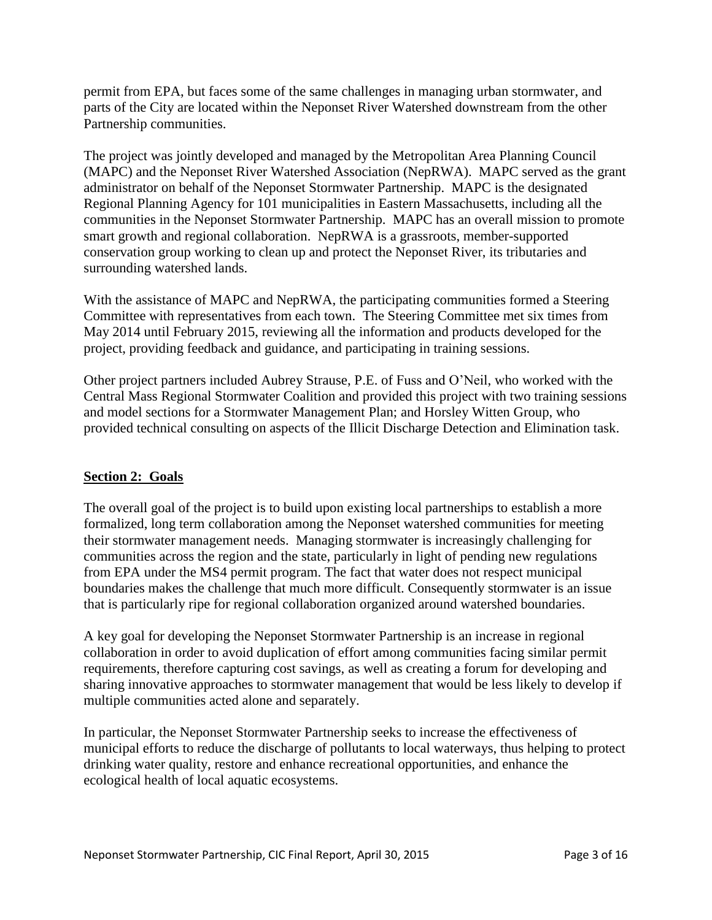permit from EPA, but faces some of the same challenges in managing urban stormwater, and parts of the City are located within the Neponset River Watershed downstream from the other Partnership communities.

The project was jointly developed and managed by the Metropolitan Area Planning Council (MAPC) and the Neponset River Watershed Association (NepRWA). MAPC served as the grant administrator on behalf of the Neponset Stormwater Partnership. MAPC is the designated Regional Planning Agency for 101 municipalities in Eastern Massachusetts, including all the communities in the Neponset Stormwater Partnership. MAPC has an overall mission to promote smart growth and regional collaboration. NepRWA is a grassroots, member-supported conservation group working to clean up and protect the Neponset River, its tributaries and surrounding watershed lands.

With the assistance of MAPC and NepRWA, the participating communities formed a Steering Committee with representatives from each town. The Steering Committee met six times from May 2014 until February 2015, reviewing all the information and products developed for the project, providing feedback and guidance, and participating in training sessions.

Other project partners included Aubrey Strause, P.E. of Fuss and O'Neil, who worked with the Central Mass Regional Stormwater Coalition and provided this project with two training sessions and model sections for a Stormwater Management Plan; and Horsley Witten Group, who provided technical consulting on aspects of the Illicit Discharge Detection and Elimination task.

## Section 2: Goals

The overall goal of the project is to build upon existing local partnerships to establish a more formalized, long term collaboration among the Neponset watershed communities for meeting their stormwater management needs. Managing stormwater is increasingly challenging for communities across the region and the state, particularly in light of pending new regulations from EPA under the MS4 permit program. The fact that water does not respect municipal boundaries makes the challenge that much more difficult. Consequently stormwater is an issue that is particularly ripe for regional collaboration organized around watershed boundaries.

A key goal for developing the Neponset Stormwater Partnership is an increase in regional collaboration in order to avoid duplication of effort among communities facing similar permit requirements, therefore capturing cost savings, as well as creating a forum for developing and sharing innovative approaches to stormwater management that would be less likely to develop if multiple communities acted alone and separately.

In particular, the Neponset Stormwater Partnership seeks to increase the effectiveness of municipal efforts to reduce the discharge of pollutants to local waterways, thus helping to protect drinking water quality, restore and enhance recreational opportunities, and enhance the ecological health of local aquatic ecosystems.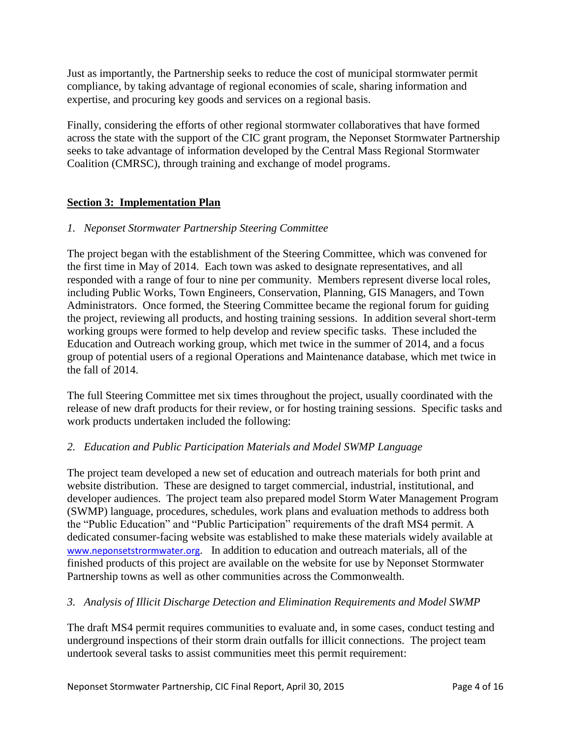Just as importantly, the Partnership seeks to reduce the cost of municipal stormwater permit compliance, by taking advantage of regional economies of scale, sharing information and expertise, and procuring key goods and services on a regional basis.

Finally, considering the efforts of other regional stormwater collaboratives that have formed across the state with the support of the CIC grant program, the Neponset Stormwater Partnership seeks to take advantage of information developed by the Central Mass Regional Stormwater Coalition (CMRSC), through training and exchange of model programs.

## Section 3: Implementation Plan

*1. Neponset Stormwater Partnership Steering Committee*

The project began with the establishment of the Steering Committee, which was convened for the first time in May of 2014. Each town was asked to designate representatives, and all responded with a range of four to nine per community. Members represent diverse local roles, including Public Works, Town Engineers, Conservation, Planning, GIS Managers, and Town Administrators. Once formed, the Steering Committee became the regional forum for guiding the project, reviewing all products, and hosting training sessions. In addition several short-term working groups were formed to help develop and review specific tasks. These included the Education and Outreach working group, which met twice in the summer of 2014, and a focus group of potential users of a regional Operations and Maintenance database, which met twice in the fall of 2014.

The full Steering Committee met six times throughout the project, usually coordinated with the release of new draft products for their review, or for hosting training sessions. Specific tasks and work products undertaken included the following:

*2. Education and Public Participation Materials and Model SWMP Language*

The project team developed a new set of education and outreach materials for both print and website distribution. These are designed to target commercial, industrial, institutional, and developer audiences. The project team also prepared model Storm Water Management Program (SWMP) language, procedures, schedules, work plans and evaluation methods to address both the "Public Education" and "Public Participation" requirements of the draft MS4 permit. A dedicated consumer-facing website was established to make these materials widely available at www.neponsetstrormwater.org. In addition to education and outreach materials, all of the finished products of this project are available on the website for use by Neponset Stormwater Partnership towns as well as other communities across the Commonwealth.

*3. Analysis of Illicit Discharge Detection and Elimination Requirements and Model SWMP*

The draft MS4 permit requires communities to evaluate and, in some cases, conduct testing and underground inspections of their storm drain outfalls for illicit connections. The project team undertook several tasks to assist communities meet this permit requirement: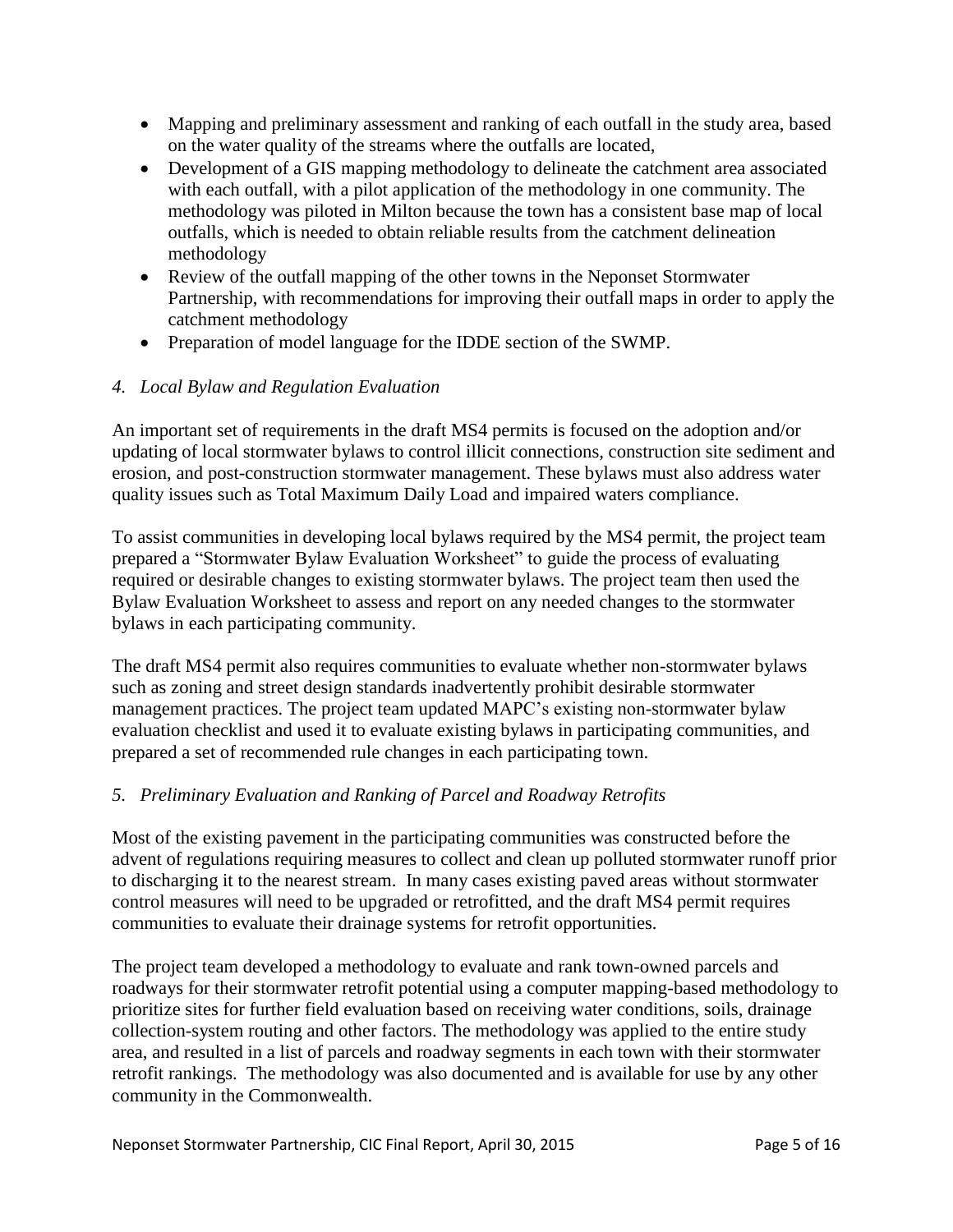- Mapping and preliminary assessment and ranking of each outfall in the study area, based on the water quality of the streams where the outfalls are located,
- Development of a GIS mapping methodology to delineate the catchment area associated with each outfall, with a pilot application of the methodology in one community. The methodology was piloted in Milton because the town has a consistent base map of local outfalls, which is needed to obtain reliable results from the catchment delineation methodology
- Review of the outfall mapping of the other towns in the Neponset Stormwater Partnership, with recommendations for improving their outfall maps in order to apply the catchment methodology
- Preparation of model language for the IDDE section of the SWMP.

*4. Local Bylaw and Regulation Evaluation*

An important set of requirements in the draft MS4 permits is focused on the adoption and/or updating of local stormwater bylaws to control illicit connections, construction site sediment and erosion, and post-construction stormwater management. These bylaws must also address water quality issues such as Total Maximum Daily Load and impaired waters compliance.

To assist communities in developing local bylaws required by the MS4 permit, the project team prepared a "Stormwater Bylaw Evaluation Worksheet" to guide the process of evaluating required or desirable changes to existing stormwater bylaws. The project team then used the Bylaw Evaluation Worksheet to assess and report on any needed changes to the stormwater bylaws in each participating community.

The draft MS4 permit also requires communities to evaluate whether non-stormwater bylaws such as zoning and street design standards inadvertently prohibit desirable stormwater management practices. The project team updated MAPC's existing non-stormwater bylaw evaluation checklist and used it to evaluate existing bylaws in participating communities, and prepared a set of recommended rule changes in each participating town.

*5. Preliminary Evaluation and Ranking of Parcel and Roadway Retrofits*

Most of the existing pavement in the participating communities was constructed before the advent of regulations requiring measures to collect and clean up polluted stormwater runoff prior to discharging it to the nearest stream. In many cases existing paved areas without stormwater control measures will need to be upgraded or retrofitted, and the draft MS4 permit requires communities to evaluate their drainage systems for retrofit opportunities.

The project team developed a methodology to evaluate and rank town-owned parcels and roadways for their stormwater retrofit potential using a computer mapping-based methodology to prioritize sites for further field evaluation based on receiving water conditions, soils, drainage collection-system routing and other factors. The methodology was applied to the entire study area, and resulted in a list of parcels and roadway segments in each town with their stormwater retrofit rankings. The methodology was also documented and is available for use by any other community in the Commonwealth.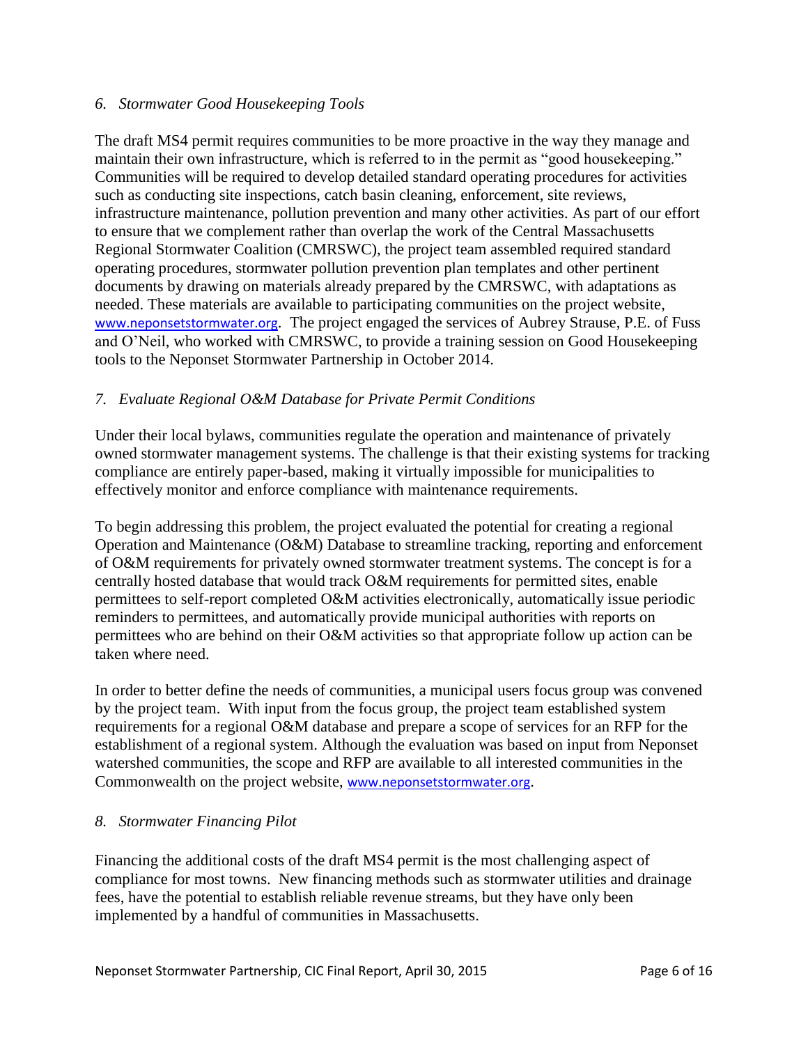### *6. Stormwater Good Housekeeping Tools*

The draft MS4 permit requires communities to be more proactive in the way they manage and maintain their own infrastructure, which is referred to in the permit as "good housekeeping." Communities will be required to develop detailed standard operating procedures for activities such as conducting site inspections, catch basin cleaning, enforcement, site reviews, infrastructure maintenance, pollution prevention and many other activities. As part of our effort to ensure that we complement rather than overlap the work of the Central Massachusetts Regional Stormwater Coalition (CMRSWC), the project team assembled required standard operating procedures, stormwater pollution prevention plan templates and other pertinent documents by drawing on materials already prepared by the CMRSWC, with adaptations as needed. These materials are available to participating communities on the project website, www.neponsetstormwater.org. The project engaged the services of Aubrey Strause, P.E. of Fuss and O'Neil, who worked with CMRSWC, to provide a training session on Good Housekeeping tools to the Neponset Stormwater Partnership in October 2014.

### *7. Evaluate Regional O&M Database for Private Permit Conditions*

Under their local bylaws, communities regulate the operation and maintenance of privately owned stormwater management systems. The challenge is that their existing systems for tracking compliance are entirely paper-based, making it virtually impossible for municipalities to effectively monitor and enforce compliance with maintenance requirements.

To begin addressing this problem, the project evaluated the potential for creating a regional Operation and Maintenance (O&M) Database to streamline tracking, reporting and enforcement of O&M requirements for privately owned stormwater treatment systems. The concept is for a centrally hosted database that would track O&M requirements for permitted sites, enable permittees to self-report completed O&M activities electronically, automatically issue periodic reminders to permittees, and automatically provide municipal authorities with reports on permittees who are behind on their O&M activities so that appropriate follow up action can be taken where need.

In order to better define the needs of communities, a municipal users focus group was convened by the project team. With input from the focus group, the project team established system requirements for a regional O&M database and prepare a scope of services for an RFP for the establishment of a regional system. Although the evaluation was based on input from Neponset watershed communities, the scope and RFP are available to all interested communities in the Commonwealth on the project website, www.neponsetstormwater.org.

### *8. Stormwater Financing Pilot*

Financing the additional costs of the draft MS4 permit is the most challenging aspect of compliance for most towns. New financing methods such as stormwater utilities and drainage fees, have the potential to establish reliable revenue streams, but they have only been implemented by a handful of communities in Massachusetts.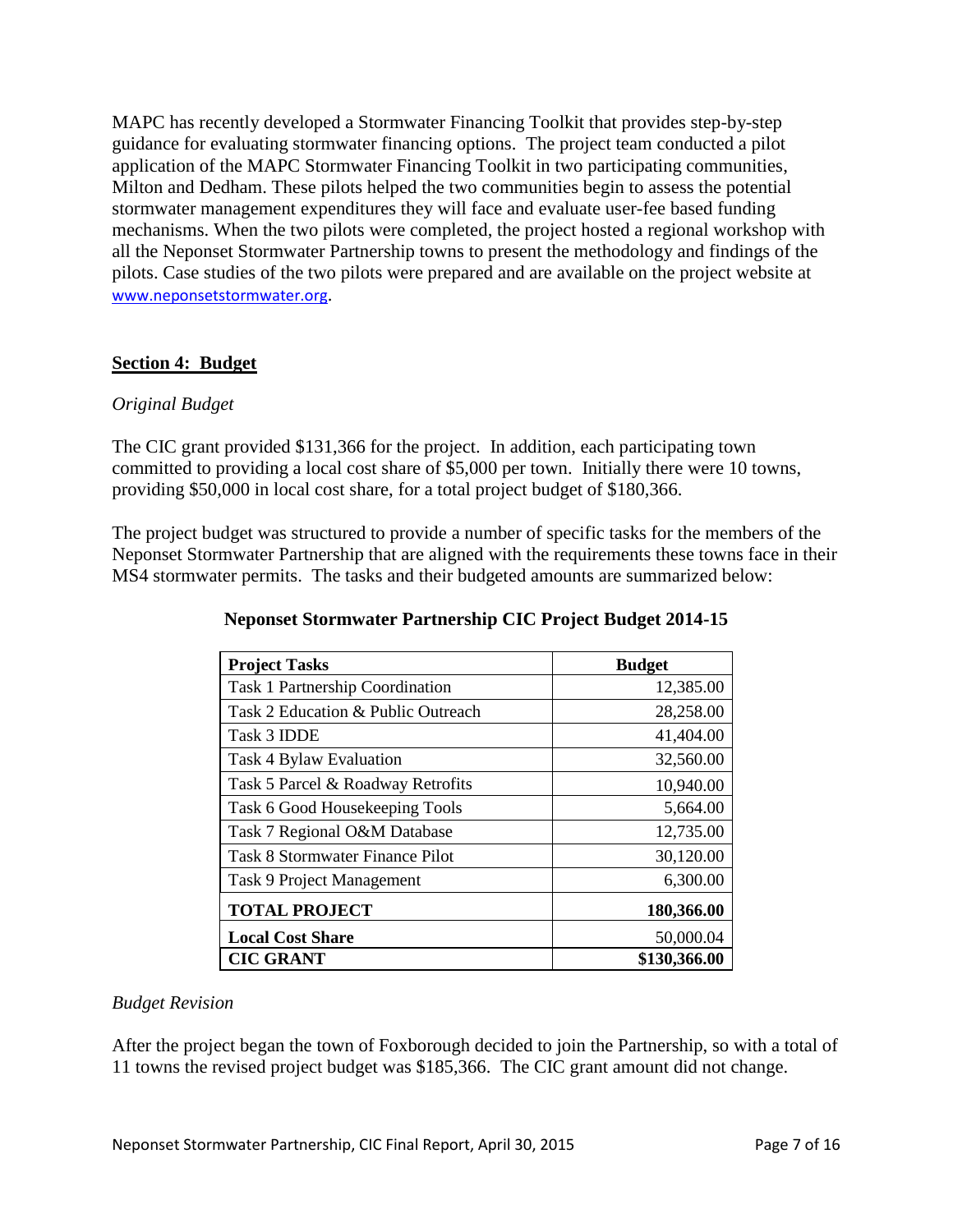MAPC has recently developed a Stormwater Financing Toolkit that provides step-by-step guidance for evaluating stormwater financing options. The project team conducted a pilot application of the MAPC Stormwater Financing Toolkit in two participating communities, Milton and Dedham. These pilots helped the two communities begin to assess the potential stormwater management expenditures they will face and evaluate user-fee based funding mechanisms. When the two pilots were completed, the project hosted a regional workshop with all the Neponset Stormwater Partnership towns to present the methodology and findings of the pilots. Case studies of the two pilots were prepared and are available on the project website at www.neponsetstormwater.org.

## Section 4: Budget

*Original Budget*

The CIC grant provided $131,366 for the project. In addition, each participating town committed to providing a local cost share of $5,000 per town. Initially there were 10 towns, providing $50,000 in local cost share, for a total project budget of $180,366.

The project budget was structured to provide a number of specific tasks for the members of the Neponset Stormwater Partnership that are aligned with the requirements these towns face in their MS4 stormwater permits. The tasks and their budgeted amounts are summarized below:

**Neponset Stormwater Partnership CIC Project Budget 2014-15**

| Project Tasks | Budget |
|---|---|
| Task 1 Partnership Coordination | 12,385.00 |
| Task 2 Education & Public Outreach | 28,258.00 |
| Task 3 IDDE | 41,404.00 |
| Task 4 Bylaw Evaluation | 32,560.00 |
| Task 5 Parcel & Roadway Retrofits | 10,940.00 |
| Task 6 Good Housekeeping Tools | 5,664.00 |
| Task 7 Regional O&M Database | 12,735.00 |
| Task 8 Stormwater Finance Pilot | 30,120.00 |
| Task 9 Project Management | 6,300.00 |
| **TOTAL PROJECT** | **180,366.00** |
| **Local Cost Share** | 50,000.04 |
| **CIC GRANT** | **$130,366.00** |

*Budget Revision*

After the project began the town of Foxborough decided to join the Partnership, so with a total of 11 towns the revised project budget was $185,366. The CIC grant amount did not change.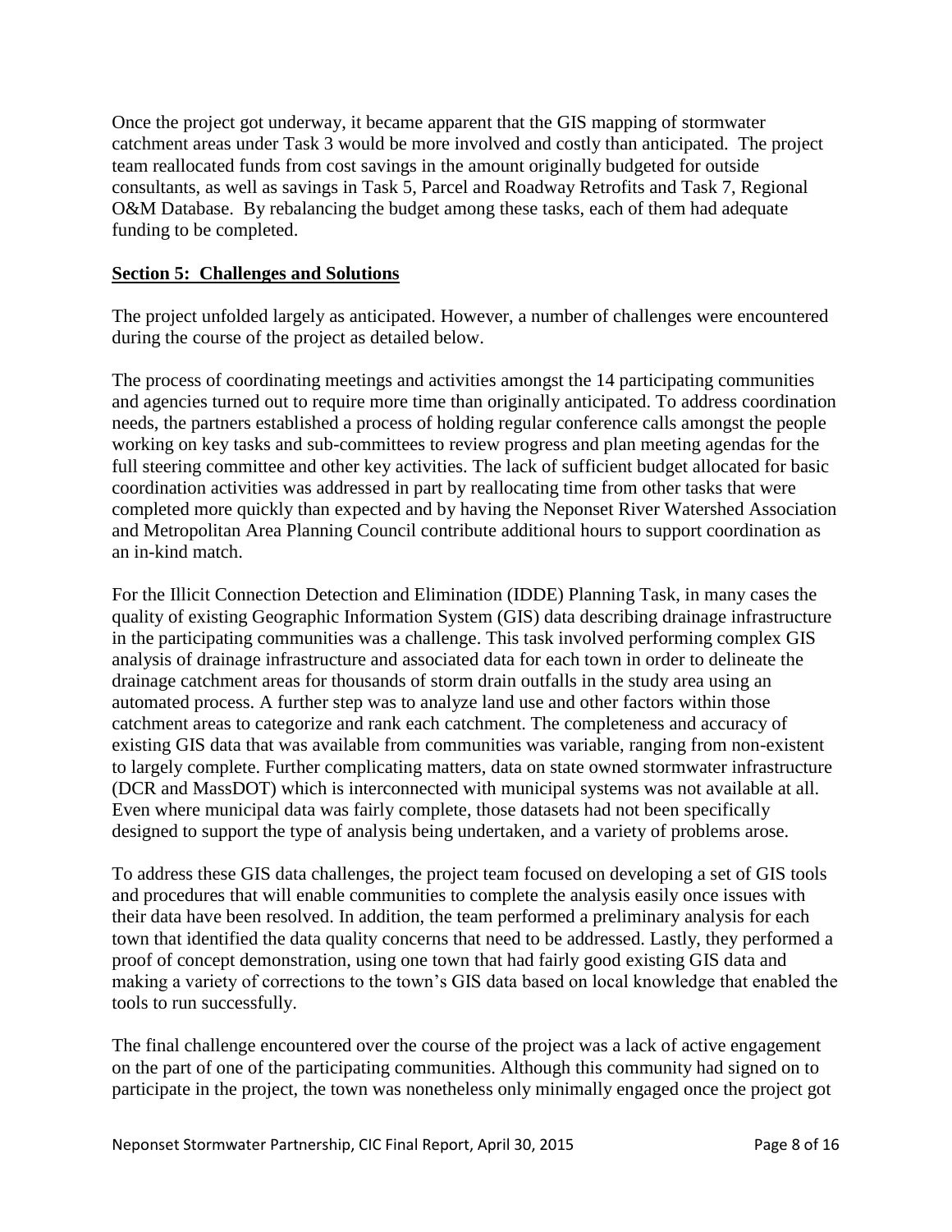Once the project got underway, it became apparent that the GIS mapping of stormwater catchment areas under Task 3 would be more involved and costly than anticipated. The project team reallocated funds from cost savings in the amount originally budgeted for outside consultants, as well as savings in Task 5, Parcel and Roadway Retrofits and Task 7, Regional O&M Database. By rebalancing the budget among these tasks, each of them had adequate funding to be completed.

## Section 5: Challenges and Solutions

The project unfolded largely as anticipated. However, a number of challenges were encountered during the course of the project as detailed below.

The process of coordinating meetings and activities amongst the 14 participating communities and agencies turned out to require more time than originally anticipated. To address coordination needs, the partners established a process of holding regular conference calls amongst the people working on key tasks and sub-committees to review progress and plan meeting agendas for the full steering committee and other key activities. The lack of sufficient budget allocated for basic coordination activities was addressed in part by reallocating time from other tasks that were completed more quickly than expected and by having the Neponset River Watershed Association and Metropolitan Area Planning Council contribute additional hours to support coordination as an in-kind match.

For the Illicit Connection Detection and Elimination (IDDE) Planning Task, in many cases the quality of existing Geographic Information System (GIS) data describing drainage infrastructure in the participating communities was a challenge. This task involved performing complex GIS analysis of drainage infrastructure and associated data for each town in order to delineate the drainage catchment areas for thousands of storm drain outfalls in the study area using an automated process. A further step was to analyze land use and other factors within those catchment areas to categorize and rank each catchment. The completeness and accuracy of existing GIS data that was available from communities was variable, ranging from non-existent to largely complete. Further complicating matters, data on state owned stormwater infrastructure (DCR and MassDOT) which is interconnected with municipal systems was not available at all. Even where municipal data was fairly complete, those datasets had not been specifically designed to support the type of analysis being undertaken, and a variety of problems arose.

To address these GIS data challenges, the project team focused on developing a set of GIS tools and procedures that will enable communities to complete the analysis easily once issues with their data have been resolved. In addition, the team performed a preliminary analysis for each town that identified the data quality concerns that need to be addressed. Lastly, they performed a proof of concept demonstration, using one town that had fairly good existing GIS data and making a variety of corrections to the town's GIS data based on local knowledge that enabled the tools to run successfully.

The final challenge encountered over the course of the project was a lack of active engagement on the part of one of the participating communities. Although this community had signed on to participate in the project, the town was nonetheless only minimally engaged once the project got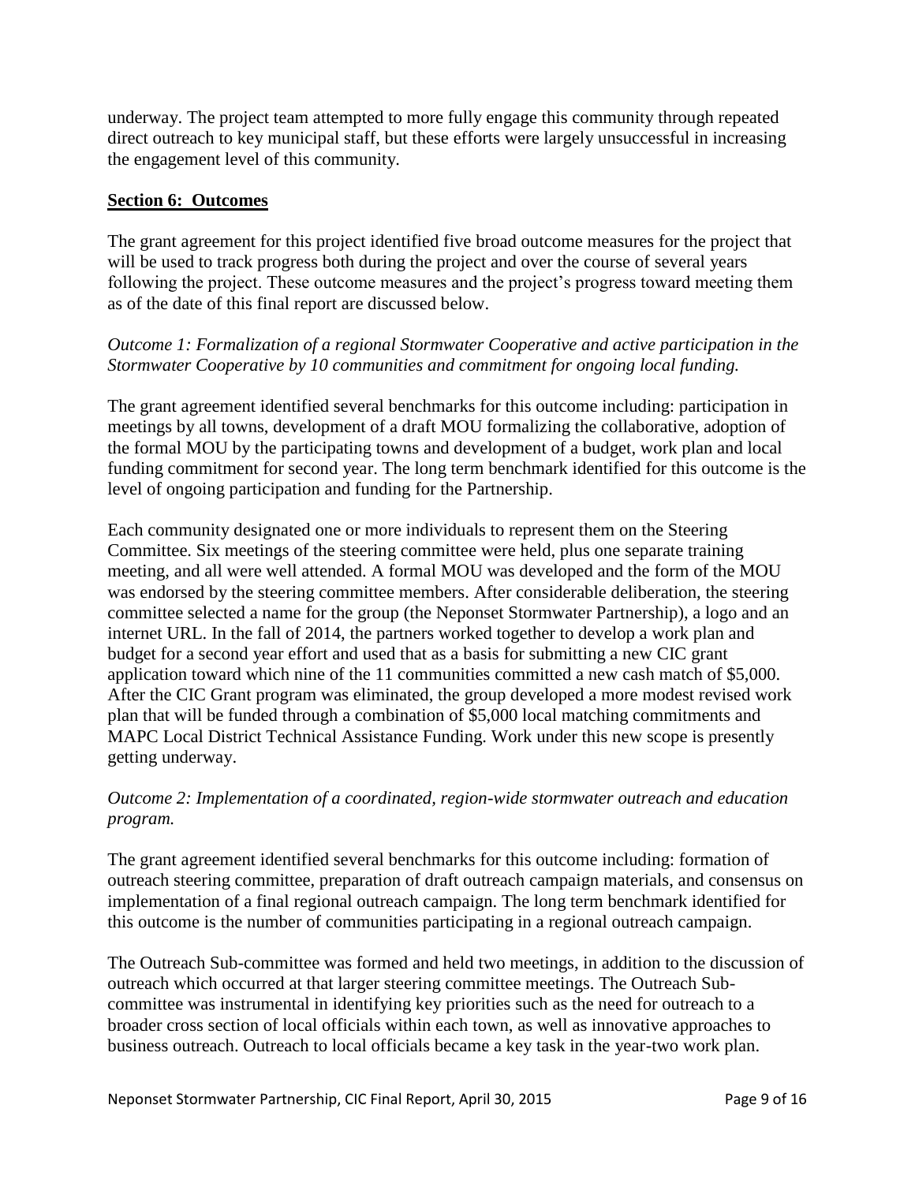underway. The project team attempted to more fully engage this community through repeated direct outreach to key municipal staff, but these efforts were largely unsuccessful in increasing the engagement level of this community.

## **Section 6: Outcomes**

The grant agreement for this project identified five broad outcome measures for the project that will be used to track progress both during the project and over the course of several years following the project. These outcome measures and the project's progress toward meeting them as of the date of this final report are discussed below.

*Outcome 1: Formalization of a regional Stormwater Cooperative and active participation in the Stormwater Cooperative by 10 communities and commitment for ongoing local funding.*

The grant agreement identified several benchmarks for this outcome including: participation in meetings by all towns, development of a draft MOU formalizing the collaborative, adoption of the formal MOU by the participating towns and development of a budget, work plan and local funding commitment for second year. The long term benchmark identified for this outcome is the level of ongoing participation and funding for the Partnership.

Each community designated one or more individuals to represent them on the Steering Committee. Six meetings of the steering committee were held, plus one separate training meeting, and all were well attended. A formal MOU was developed and the form of the MOU was endorsed by the steering committee members. After considerable deliberation, the steering committee selected a name for the group (the Neponset Stormwater Partnership), a logo and an internet URL. In the fall of 2014, the partners worked together to develop a work plan and budget for a second year effort and used that as a basis for submitting a new CIC grant application toward which nine of the 11 communities committed a new cash match of $5,000. After the CIC Grant program was eliminated, the group developed a more modest revised work plan that will be funded through a combination of $5,000 local matching commitments and MAPC Local District Technical Assistance Funding. Work under this new scope is presently getting underway.

*Outcome 2: Implementation of a coordinated, region-wide stormwater outreach and education program.*

The grant agreement identified several benchmarks for this outcome including: formation of outreach steering committee, preparation of draft outreach campaign materials, and consensus on implementation of a final regional outreach campaign. The long term benchmark identified for this outcome is the number of communities participating in a regional outreach campaign.

The Outreach Sub-committee was formed and held two meetings, in addition to the discussion of outreach which occurred at that larger steering committee meetings. The Outreach Sub-committee was instrumental in identifying key priorities such as the need for outreach to a broader cross section of local officials within each town, as well as innovative approaches to business outreach. Outreach to local officials became a key task in the year-two work plan.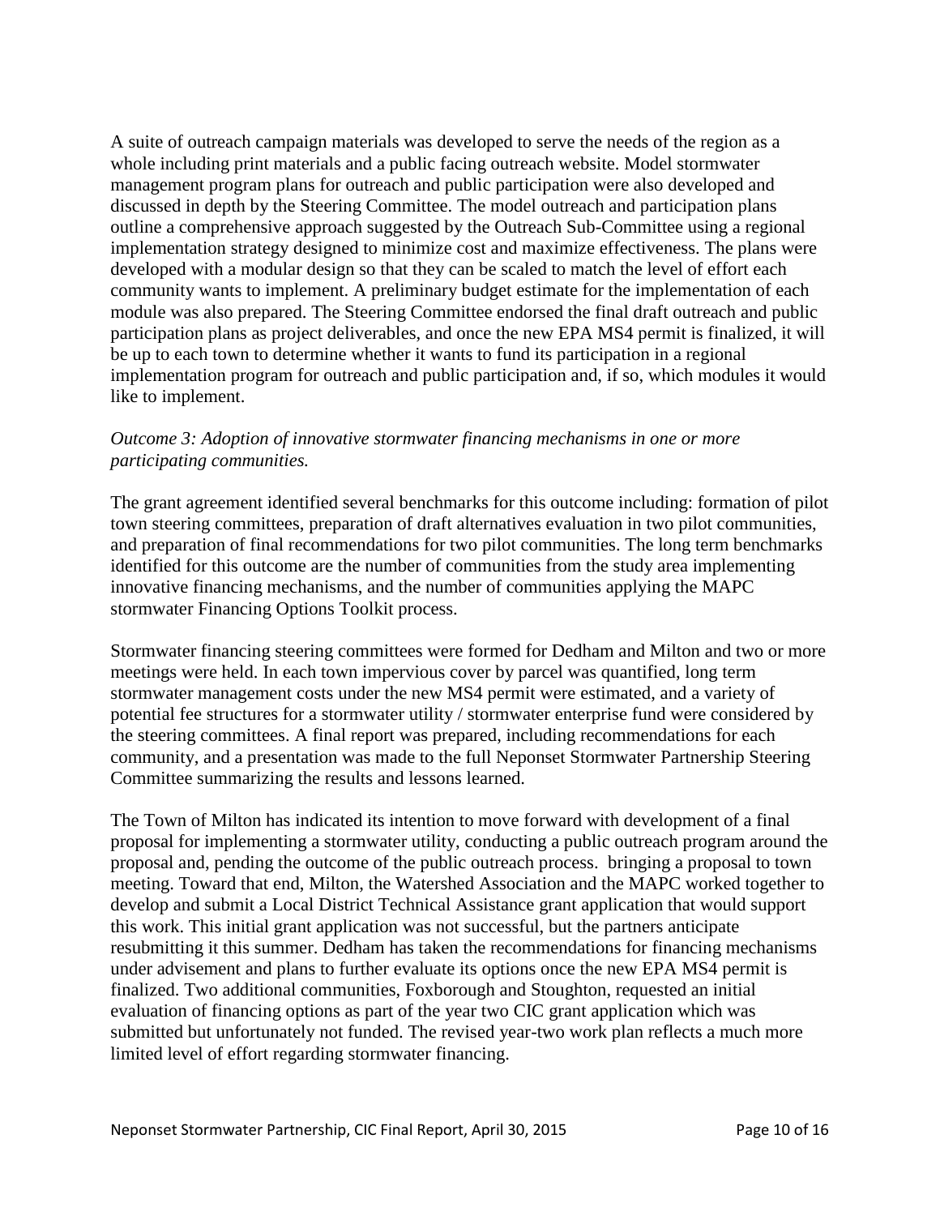A suite of outreach campaign materials was developed to serve the needs of the region as a whole including print materials and a public facing outreach website. Model stormwater management program plans for outreach and public participation were also developed and discussed in depth by the Steering Committee. The model outreach and participation plans outline a comprehensive approach suggested by the Outreach Sub-Committee using a regional implementation strategy designed to minimize cost and maximize effectiveness. The plans were developed with a modular design so that they can be scaled to match the level of effort each community wants to implement. A preliminary budget estimate for the implementation of each module was also prepared. The Steering Committee endorsed the final draft outreach and public participation plans as project deliverables, and once the new EPA MS4 permit is finalized, it will be up to each town to determine whether it wants to fund its participation in a regional implementation program for outreach and public participation and, if so, which modules it would like to implement.

*Outcome 3: Adoption of innovative stormwater financing mechanisms in one or more participating communities.*

The grant agreement identified several benchmarks for this outcome including: formation of pilot town steering committees, preparation of draft alternatives evaluation in two pilot communities, and preparation of final recommendations for two pilot communities. The long term benchmarks identified for this outcome are the number of communities from the study area implementing innovative financing mechanisms, and the number of communities applying the MAPC stormwater Financing Options Toolkit process.

Stormwater financing steering committees were formed for Dedham and Milton and two or more meetings were held. In each town impervious cover by parcel was quantified, long term stormwater management costs under the new MS4 permit were estimated, and a variety of potential fee structures for a stormwater utility / stormwater enterprise fund were considered by the steering committees. A final report was prepared, including recommendations for each community, and a presentation was made to the full Neponset Stormwater Partnership Steering Committee summarizing the results and lessons learned.

The Town of Milton has indicated its intention to move forward with development of a final proposal for implementing a stormwater utility, conducting a public outreach program around the proposal and, pending the outcome of the public outreach process. bringing a proposal to town meeting. Toward that end, Milton, the Watershed Association and the MAPC worked together to develop and submit a Local District Technical Assistance grant application that would support this work. This initial grant application was not successful, but the partners anticipate resubmitting it this summer. Dedham has taken the recommendations for financing mechanisms under advisement and plans to further evaluate its options once the new EPA MS4 permit is finalized. Two additional communities, Foxborough and Stoughton, requested an initial evaluation of financing options as part of the year two CIC grant application which was submitted but unfortunately not funded. The revised year-two work plan reflects a much more limited level of effort regarding stormwater financing.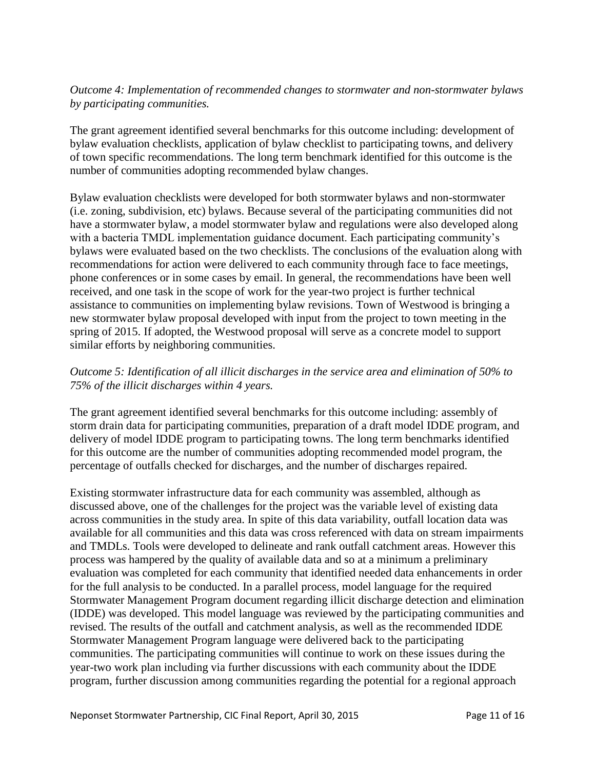*Outcome 4: Implementation of recommended changes to stormwater and non-stormwater bylaws by participating communities.*

The grant agreement identified several benchmarks for this outcome including: development of bylaw evaluation checklists, application of bylaw checklist to participating towns, and delivery of town specific recommendations. The long term benchmark identified for this outcome is the number of communities adopting recommended bylaw changes.

Bylaw evaluation checklists were developed for both stormwater bylaws and non-stormwater (i.e. zoning, subdivision, etc) bylaws. Because several of the participating communities did not have a stormwater bylaw, a model stormwater bylaw and regulations were also developed along with a bacteria TMDL implementation guidance document. Each participating community's bylaws were evaluated based on the two checklists. The conclusions of the evaluation along with recommendations for action were delivered to each community through face to face meetings, phone conferences or in some cases by email. In general, the recommendations have been well received, and one task in the scope of work for the year-two project is further technical assistance to communities on implementing bylaw revisions. Town of Westwood is bringing a new stormwater bylaw proposal developed with input from the project to town meeting in the spring of 2015. If adopted, the Westwood proposal will serve as a concrete model to support similar efforts by neighboring communities.

*Outcome 5: Identification of all illicit discharges in the service area and elimination of 50% to 75% of the illicit discharges within 4 years.*

The grant agreement identified several benchmarks for this outcome including: assembly of storm drain data for participating communities, preparation of a draft model IDDE program, and delivery of model IDDE program to participating towns. The long term benchmarks identified for this outcome are the number of communities adopting recommended model program, the percentage of outfalls checked for discharges, and the number of discharges repaired.

Existing stormwater infrastructure data for each community was assembled, although as discussed above, one of the challenges for the project was the variable level of existing data across communities in the study area. In spite of this data variability, outfall location data was available for all communities and this data was cross referenced with data on stream impairments and TMDLs. Tools were developed to delineate and rank outfall catchment areas. However this process was hampered by the quality of available data and so at a minimum a preliminary evaluation was completed for each community that identified needed data enhancements in order for the full analysis to be conducted. In a parallel process, model language for the required Stormwater Management Program document regarding illicit discharge detection and elimination (IDDE) was developed. This model language was reviewed by the participating communities and revised. The results of the outfall and catchment analysis, as well as the recommended IDDE Stormwater Management Program language were delivered back to the participating communities. The participating communities will continue to work on these issues during the year-two work plan including via further discussions with each community about the IDDE program, further discussion among communities regarding the potential for a regional approach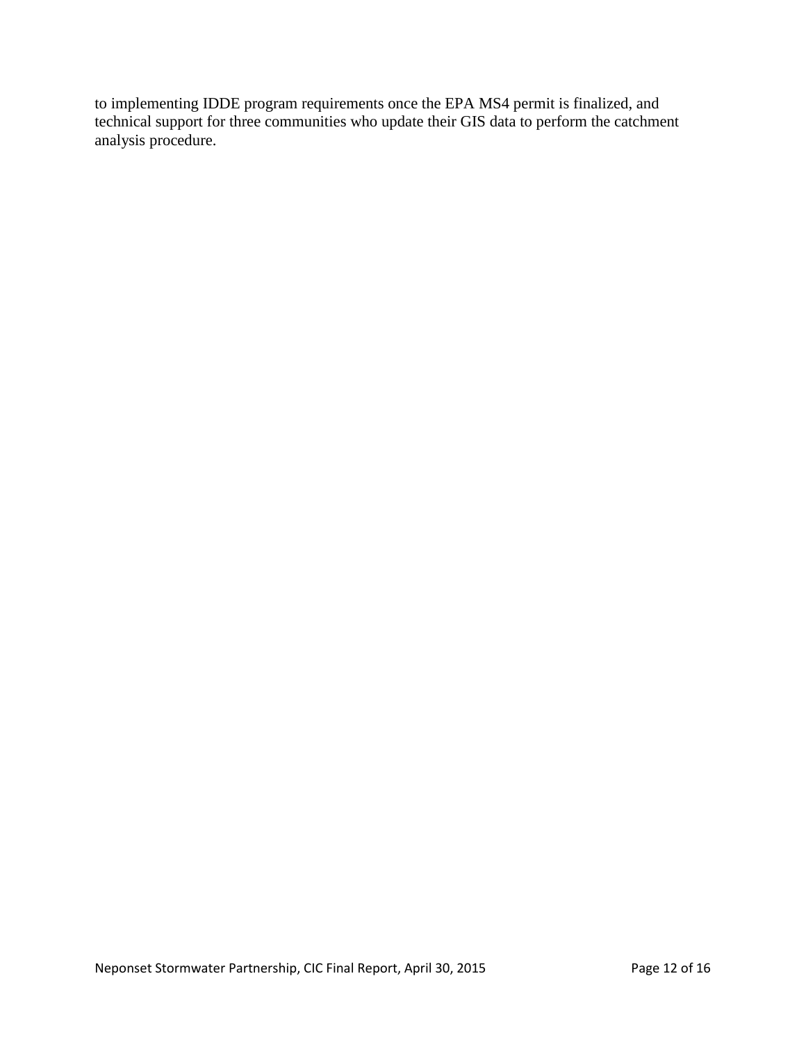to implementing IDDE program requirements once the EPA MS4 permit is finalized, and technical support for three communities who update their GIS data to perform the catchment analysis procedure.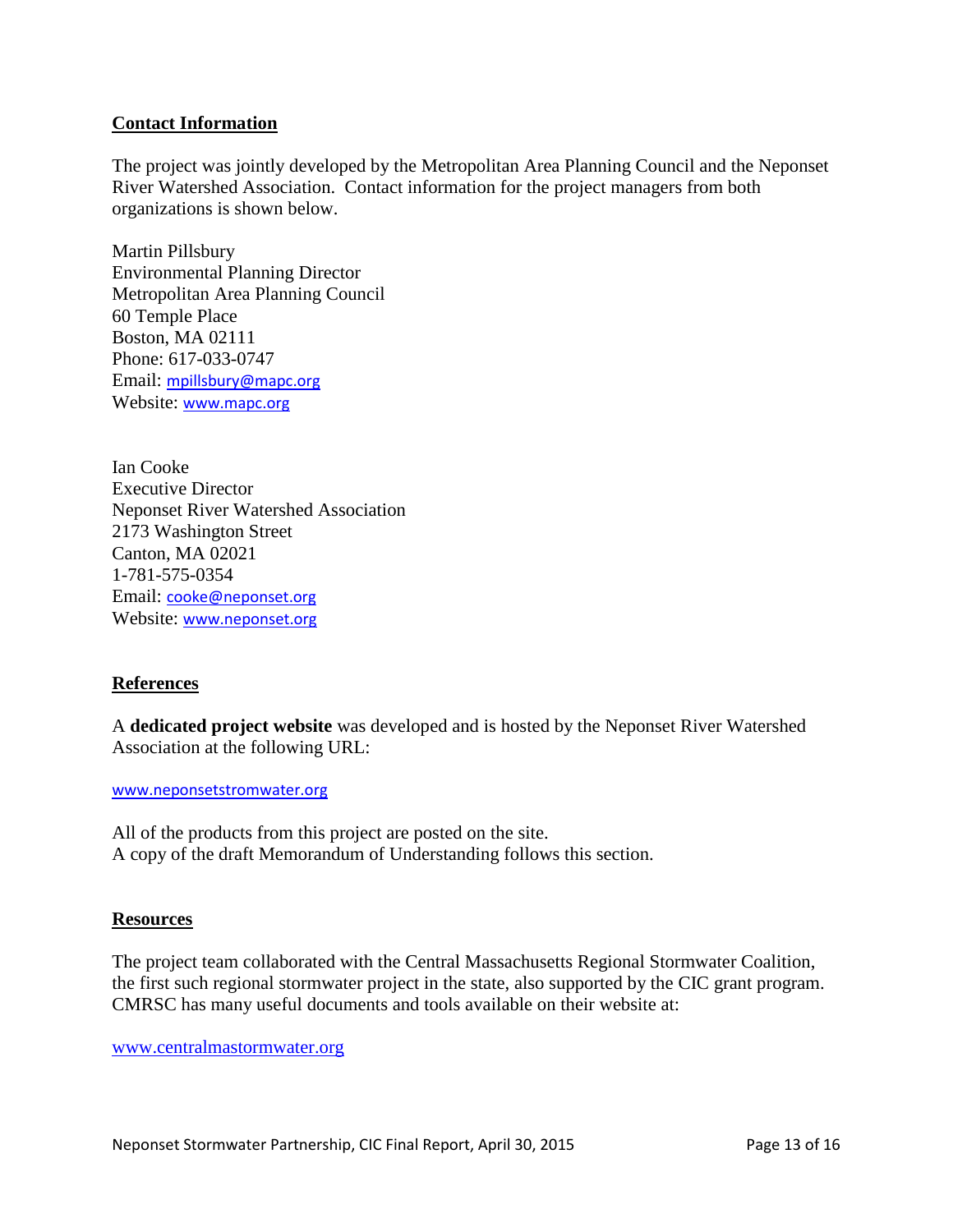## Contact Information

The project was jointly developed by the Metropolitan Area Planning Council and the Neponset River Watershed Association. Contact information for the project managers from both organizations is shown below.

Martin Pillsbury  
Environmental Planning Director  
Metropolitan Area Planning Council  
60 Temple Place  
Boston, MA 02111  
Phone: 617-033-0747  
Email: mpillsbury@mapc.org  
Website: www.mapc.org

Ian Cooke  
Executive Director  
Neponset River Watershed Association  
2173 Washington Street  
Canton, MA 02021  
1-781-575-0354  
Email: cooke@neponset.org  
Website: www.neponset.org

## References

A **dedicated project website** was developed and is hosted by the Neponset River Watershed Association at the following URL:

www.neponsetstromwater.org

All of the products from this project are posted on the site.  
A copy of the draft Memorandum of Understanding follows this section.

## Resources

The project team collaborated with the Central Massachusetts Regional Stormwater Coalition, the first such regional stormwater project in the state, also supported by the CIC grant program. CMRSC has many useful documents and tools available on their website at:

www.centralmastormwater.org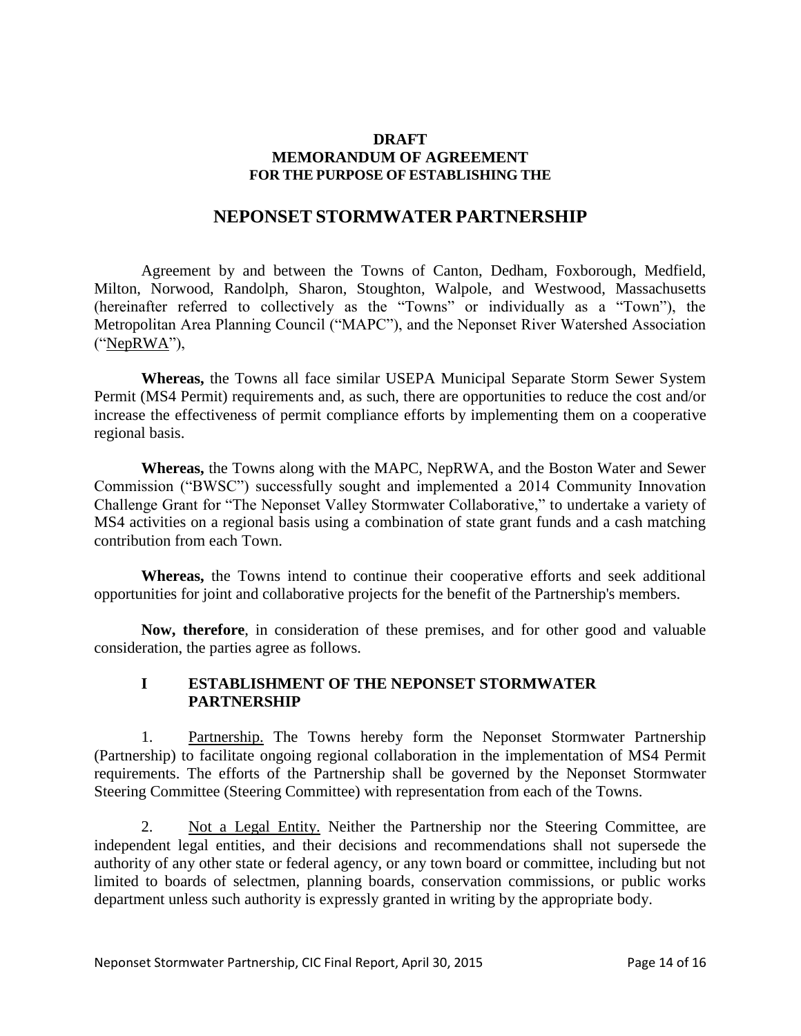**DRAFT**
**MEMORANDUM OF AGREEMENT**
**FOR THE PURPOSE OF ESTABLISHING THE**

# NEPONSET STORMWATER PARTNERSHIP

Agreement by and between the Towns of Canton, Dedham, Foxborough, Medfield, Milton, Norwood, Randolph, Sharon, Stoughton, Walpole, and Westwood, Massachusetts (hereinafter referred to collectively as the "Towns" or individually as a "Town"), the Metropolitan Area Planning Council ("MAPC"), and the Neponset River Watershed Association ("NepRWA"),

**Whereas,** the Towns all face similar USEPA Municipal Separate Storm Sewer System Permit (MS4 Permit) requirements and, as such, there are opportunities to reduce the cost and/or increase the effectiveness of permit compliance efforts by implementing them on a cooperative regional basis.

**Whereas,** the Towns along with the MAPC, NepRWA, and the Boston Water and Sewer Commission ("BWSC") successfully sought and implemented a 2014 Community Innovation Challenge Grant for "The Neponset Valley Stormwater Collaborative," to undertake a variety of MS4 activities on a regional basis using a combination of state grant funds and a cash matching contribution from each Town.

**Whereas,** the Towns intend to continue their cooperative efforts and seek additional opportunities for joint and collaborative projects for the benefit of the Partnership's members.

**Now, therefore**, in consideration of these premises, and for other good and valuable consideration, the parties agree as follows.

## I ESTABLISHMENT OF THE NEPONSET STORMWATER PARTNERSHIP

1. Partnership. The Towns hereby form the Neponset Stormwater Partnership (Partnership) to facilitate ongoing regional collaboration in the implementation of MS4 Permit requirements. The efforts of the Partnership shall be governed by the Neponset Stormwater Steering Committee (Steering Committee) with representation from each of the Towns.

2. Not a Legal Entity. Neither the Partnership nor the Steering Committee, are independent legal entities, and their decisions and recommendations shall not supersede the authority of any other state or federal agency, or any town board or committee, including but not limited to boards of selectmen, planning boards, conservation commissions, or public works department unless such authority is expressly granted in writing by the appropriate body.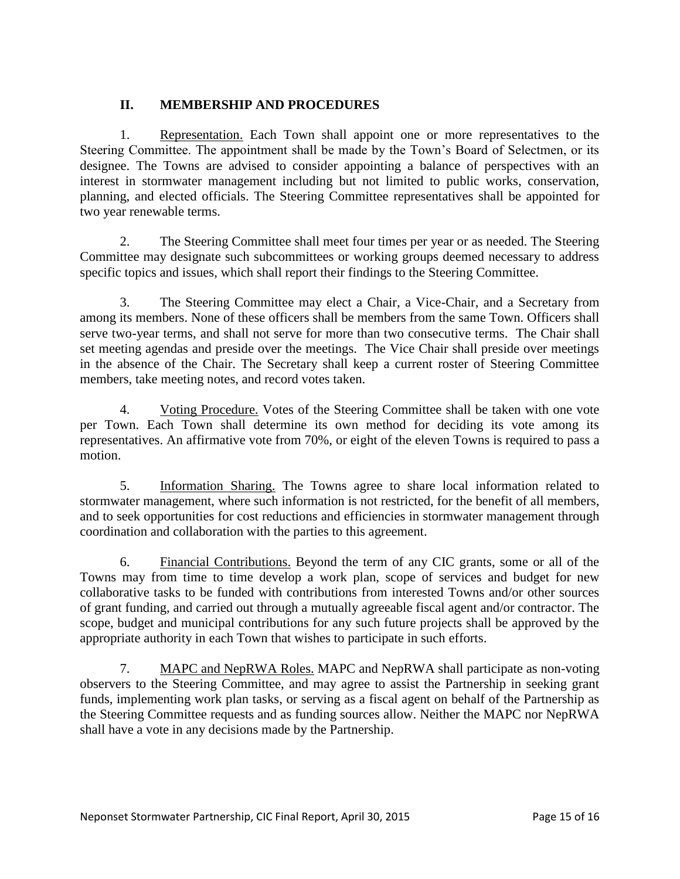## II. MEMBERSHIP AND PROCEDURES

1. Representation. Each Town shall appoint one or more representatives to the Steering Committee. The appointment shall be made by the Town's Board of Selectmen, or its designee. The Towns are advised to consider appointing a balance of perspectives with an interest in stormwater management including but not limited to public works, conservation, planning, and elected officials. The Steering Committee representatives shall be appointed for two year renewable terms.

2. The Steering Committee shall meet four times per year or as needed. The Steering Committee may designate such subcommittees or working groups deemed necessary to address specific topics and issues, which shall report their findings to the Steering Committee.

3. The Steering Committee may elect a Chair, a Vice-Chair, and a Secretary from among its members. None of these officers shall be members from the same Town. Officers shall serve two-year terms, and shall not serve for more than two consecutive terms. The Chair shall set meeting agendas and preside over the meetings. The Vice Chair shall preside over meetings in the absence of the Chair. The Secretary shall keep a current roster of Steering Committee members, take meeting notes, and record votes taken.

4. Voting Procedure. Votes of the Steering Committee shall be taken with one vote per Town. Each Town shall determine its own method for deciding its vote among its representatives. An affirmative vote from 70%, or eight of the eleven Towns is required to pass a motion.

5. Information Sharing. The Towns agree to share local information related to stormwater management, where such information is not restricted, for the benefit of all members, and to seek opportunities for cost reductions and efficiencies in stormwater management through coordination and collaboration with the parties to this agreement.

6. Financial Contributions. Beyond the term of any CIC grants, some or all of the Towns may from time to time develop a work plan, scope of services and budget for new collaborative tasks to be funded with contributions from interested Towns and/or other sources of grant funding, and carried out through a mutually agreeable fiscal agent and/or contractor. The scope, budget and municipal contributions for any such future projects shall be approved by the appropriate authority in each Town that wishes to participate in such efforts.

7. MAPC and NepRWA Roles. MAPC and NepRWA shall participate as non-voting observers to the Steering Committee, and may agree to assist the Partnership in seeking grant funds, implementing work plan tasks, or serving as a fiscal agent on behalf of the Partnership as the Steering Committee requests and as funding sources allow. Neither the MAPC nor NepRWA shall have a vote in any decisions made by the Partnership.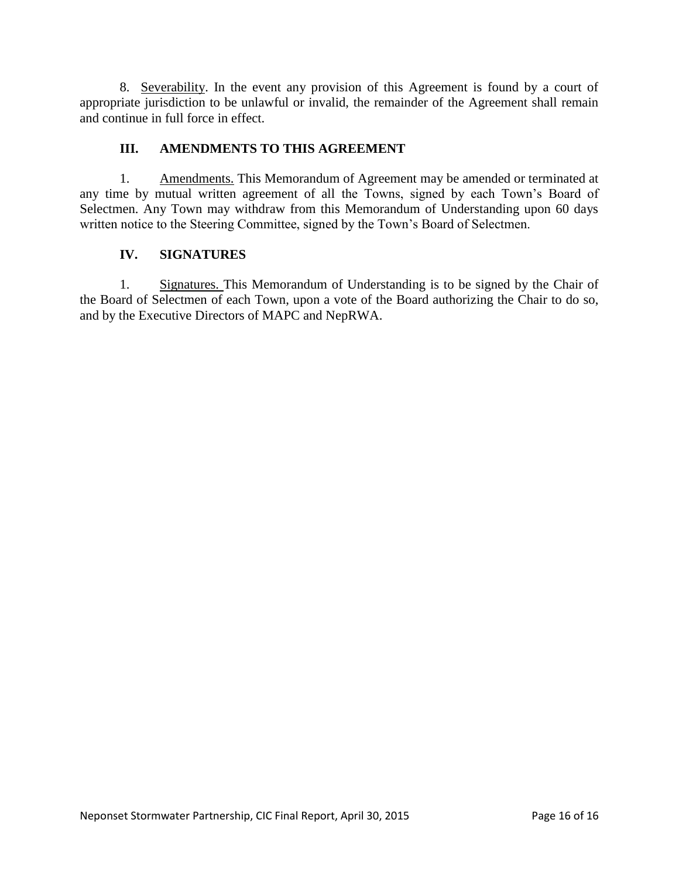8. Severability. In the event any provision of this Agreement is found by a court of appropriate jurisdiction to be unlawful or invalid, the remainder of the Agreement shall remain and continue in full force in effect.

## III. AMENDMENTS TO THIS AGREEMENT

1. Amendments. This Memorandum of Agreement may be amended or terminated at any time by mutual written agreement of all the Towns, signed by each Town's Board of Selectmen. Any Town may withdraw from this Memorandum of Understanding upon 60 days written notice to the Steering Committee, signed by the Town's Board of Selectmen.

## IV. SIGNATURES

1. Signatures. This Memorandum of Understanding is to be signed by the Chair of the Board of Selectmen of each Town, upon a vote of the Board authorizing the Chair to do so, and by the Executive Directors of MAPC and NepRWA.